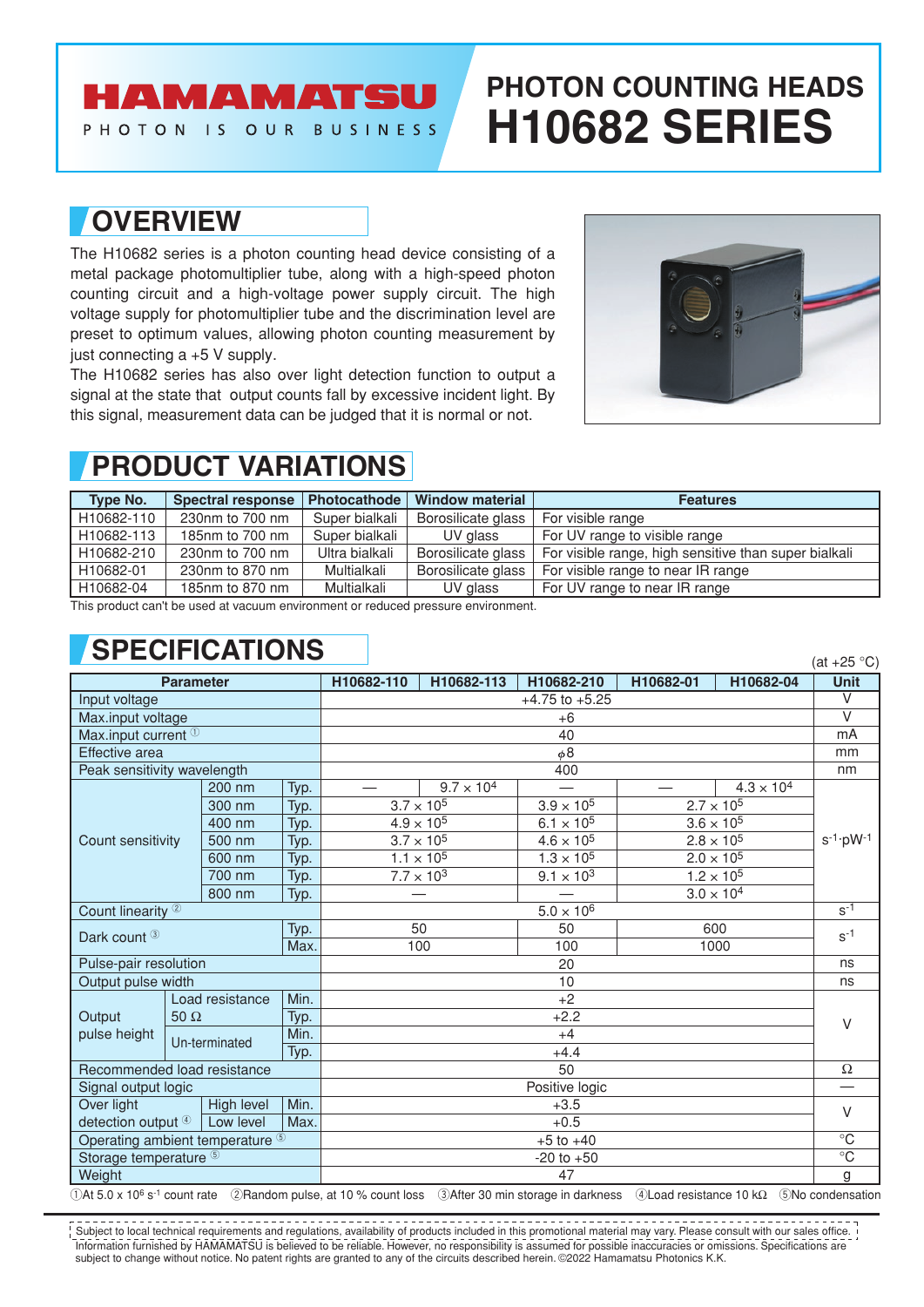# HAMAMATSU

PHOTON IS OUR BUSINESS

# PHOTON COUNTING HEADS H10682 SERIES

## OVERVIEW

The H10682 series is a photon counting head device consisting of a metal package photomultiplier tube, along with a high-speed photon counting circuit and a high-voltage power supply circuit. The high voltage supply for photomultiplier tube and the discrimination level are preset to optimum values, allowing photon counting measurement by just connecting a +5 V supply.

The H10682 series has also over light detection function to output a signal at the state that output counts fall by excessive incident light. By this signal, measurement data can be judged that it is normal or not.

## PRODUCT VARIATIONS

| Type No. | Spectral response | Photocathode | Window material | Features |
|---|---|---|---|---|
| H10682-110 | 230nm to 700 nm | Super bialkali | Borosilicate glass | For visible range |
| H10682-113 | 185nm to 700 nm | Super bialkali | UV glass | For UV range to visible range |
| H10682-210 | 230nm to 700 nm | Ultra bialkali | Borosilicate glass | For visible range, high sensitive than super bialkali |
| H10682-01 | 230nm to 870 nm | Multialkali | Borosilicate glass | For visible range to near IR range |
| H10682-04 | 185nm to 870 nm | Multialkali | UV glass | For UV range to near IR range |

This product can't be used at vacuum environment or reduced pressure environment.

## SPECIFICATIONS

(at +25 °C)

| Parameter | | | H10682-110 | H10682-113 | H10682-210 | H10682-01 | H10682-04 | Unit |
|---|---|---|---|---|---|---|---|---|
| Input voltage | | | +4.75 to +5.25 | | | | | V |
| Max.input voltage | | | +6 | | | | | V |
| Max.input current ① | | | 40 | | | | | mA |
| Effective area | | | $\phi$8 | | | | | mm |
| Peak sensitivity wavelength | | | 400 | | | | | nm |
| Count sensitivity | 200 nm | Typ. | — | $9.7 \times 10^4$ | — | — | $4.3 \times 10^4$ | $s^{-1} \cdot pW^{-1}$ |
| | 300 nm | Typ. | $3.7 \times 10^5$ | | $3.9 \times 10^5$ | $2.7 \times 10^5$ | | |
| | 400 nm | Typ. | $4.9 \times 10^5$ | | $6.1 \times 10^5$ | $3.6 \times 10^5$ | | |
| | 500 nm | Typ. | $3.7 \times 10^5$ | | $4.6 \times 10^5$ | $2.8 \times 10^5$ | | |
| | 600 nm | Typ. | $1.1 \times 10^5$ | | $1.3 \times 10^5$ | $2.0 \times 10^5$ | | |
| | 700 nm | Typ. | $7.7 \times 10^3$ | | $9.1 \times 10^3$ | $1.2 \times 10^5$ | | |
| | 800 nm | Typ. | — | | — | $3.0 \times 10^4$ | | |
| Count linearity ② | | | $5.0 \times 10^6$ | | | | | $s^{-1}$ |
| Dark count ③ | | Typ. | 50 | | 50 | 600 | | $s^{-1}$ |
| | | Max. | 100 | | 100 | 1000 | | |
| Pulse-pair resolution | | | 20 | | | | | ns |
| Output pulse width | | | 10 | | | | | ns |
| Output pulse height | Load resistance 50 Ω | Min. | +2 | | | | | V |
| | | Typ. | +2.2 | | | | | |
| | Un-terminated | Min. | +4 | | | | | |
| | | Typ. | +4.4 | | | | | |
| Recommended load resistance | | | 50 | | | | | Ω |
| Signal output logic | | | Positive logic | | | | | — |
| Over light detection output ④ | High level | Min. | +3.5 | | | | | V |
| | Low level | Max. | +0.5 | | | | | |
| Operating ambient temperature ⑤ | | | +5 to +40 | | | | | °C |
| Storage temperature ⑤ | | | -20 to +50 | | | | | °C |
| Weight | | | 47 | | | | | g |

①At $5.0 \times 10^6$ $s^{-1}$ count rate ②Random pulse, at 10 % count loss ③After 30 min storage in darkness ④Load resistance 10 kΩ ⑤No condensation

Subject to local technical requirements and regulations, availability of products included in this promotional material may vary. Please consult with our sales office. Information furnished by HAMAMATSU is believed to be reliable. However, no responsibility is assumed for possible inaccuracies or omissions. Specifications are subject to change without notice. No patent rights are granted to any of the circuits described herein. ©2022 Hamamatsu Photonics K.K.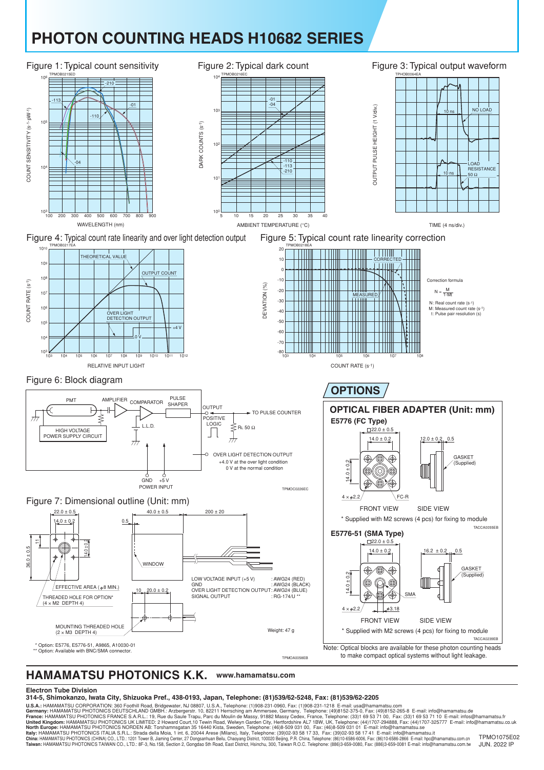# PHOTON COUNTING HEADS H10682 SERIES

## Figure 1: Typical count sensitivity

TPMOB0215ED

COUNT SENSITIVITY (s⁻¹·pW⁻¹)

$10^6$, $10^5$, $10^4$, $10^3$

-210, -113, -01, -110, -04

WAVELENGTH (nm)

100 200 300 400 500 600 700 800 900

## Figure 2: Typical dark count

TPMOB0216EC

DARK COUNTS (s⁻¹)

$10^4$, $10^3$, $10^2$, $10^1$, $10^0$

-01, -04, -110, -113, -210

AMBIENT TEMPERATURE (°C)

5 10 15 20 25 30 35 40

## Figure 3: Typical output waveform

TPHOB0064EA

OUTPUT PULSE HEIGHT (1 V/div.)

10 ns, NO LOAD, 10 ns, LOAD RESISTANCE 50 Ω

TIME (4 ns/div.)

## Figure 4: Typical count rate linearity and over light detection output

TPMOB0217EA

COUNT RATE (s⁻¹)

$10^{10}$ … $10^3$

THEORETICAL VALUE, OUTPUT COUNT, OVER LIGHT DETECTION OUTPUT, +4 V, 0 V

RELATIVE INPUT LIGHT

$10^3$ $10^4$ $10^5$ $10^6$ $10^7$ $10^8$ $10^9$ $10^{10}$ $10^{11}$ $10^{12}$

## Figure 5: Typical count rate linearity correction

TPMOB0218EA

DEVIATION (%)

20 10 0 -10 -20 -30 -40 -50 -60 -70 -80

CORRECTED, MEASURED

COUNT RATE (s⁻¹)

$10^3$ $10^4$ $10^5$ $10^6$ $10^7$ $10^8$

Correction formula

$$N = \frac{M}{1-Mt}$$

N: Real count rate (s⁻¹)
M: Measured count rate (s⁻¹)
t: Pulse pair resolution (s)

## Figure 6: Block diagram

PMT, AMPLIFIER, COMPARATOR, PULSE SHAPER, OUTPUT POSITIVE LOGIC, TO PULSE COUNTER, RL 50 Ω, L.L.D., HIGH VOLTAGE POWER SUPPLY CIRCUIT, OVER LIGHT DETECTION OUTPUT, +4.0 V at the over light condition, 0 V at the normal condition, GND, +5 V, POWER INPUT

TPMOC0226EC

## Figure 7: Dimensional outline (Unit: mm)

22.0 ± 0.5, 14.0 ± 0.2, 36.0 ± 0.5, 11, 14.0 ± 0.2, 40.0 ± 0.5, 200 ± 20, 0.5, WINDOW, EFFECTIVE AREA (φ8 MIN.), THREADED HOLE FOR OPTION* (4 × M2 DEPTH 4), 10, 20.0 ± 0.2, MOUNTING THREADED HOLE (2 × M3 DEPTH 4)

LOW VOLTAGE INPUT (+5 V) : AWG24 (RED)
GND : AWG24 (BLACK)
OVER LIGHT DETECTION OUTPUT : AWG24 (BLUE)
SIGNAL OUTPUT : RG-174/U **

Weight: 47 g

\* Option: E5776, E5776-51, A9865, A10030-01
\*\* Option: Available with BNC/SMA connector.

TPMOA0058EB

## OPTIONS

### OPTICAL FIBER ADAPTER (Unit: mm)

#### E5776 (FC Type)

□22.0 ± 0.5, 14.0 ± 0.2, 12.0 ± 0.2, 0.5, 14.0 ± 0.2, 4 × φ2.2, FC-R, GASKET (Supplied)

FRONT VIEW SIDE VIEW

\* Supplied with M2 screws (4 pcs) for fixing to module

TACCA0055EB

#### E5776-51 (SMA Type)

□22.0 ± 0.5, 14.0 ± 0.2, 16.2 ± 0.2, 0.5, 14.0 ± 0.2, 4 × φ2.2, φ3.18, SMA, GASKET (Supplied)

FRONT VIEW SIDE VIEW

\* Supplied with M2 screws (4 pcs) for fixing to module

TACCA0239EB

Note: Optical blocks are available for these photon counting heads to make compact optical systems without light leakage.

## HAMAMATSU PHOTONICS K.K. www.hamamatsu.com

**Electron Tube Division**

**314-5, Shimokanzo, Iwata City, Shizuoka Pref., 438-0193, Japan, Telephone: (81)539/62-5248, Fax: (81)539/62-2205**

**U.S.A.:** HAMAMATSU CORPORATION: 360 Foothill Road, Bridgewater, NJ 08807, U.S.A., Telephone: (1)908-231-0960, Fax: (1)908-231-1218 E-mail: usa@hamamatsu.com
**Germany:** HAMAMATSU PHOTONICS DEUTSCHLAND GMBH.: Arzbergerstr. 10, 82211 Herrsching am Ammersee, Germany, Telephone: (49)8152-375-0, Fax: (49)8152-265-8 E-mail: info@hamamatsu.de
**France:** HAMAMATSU PHOTONICS FRANCE S.A.R.L.: 19, Rue du Saule Trapu, Parc du Moulin de Massy, 91882 Massy Cedex, France, Telephone: (33)1 69 53 71 00, Fax: (33)1 69 53 71 10 E-mail: infos@hamamatsu.fr
**United Kingdom:** HAMAMATSU PHOTONICS UK LIMITED: 2 Howard Court,10 Tewin Road, Welwyn Garden City, Hertfordshire AL7 1BW, UK, Telephone: (44)1707-294888, Fax: (44)1707-325777 E-mail: info@hamamatsu.co.uk
**North Europe:** HAMAMATSU PHOTONICS NORDEN AB: Torshamnsgatan 35 16440 Kista, Sweden, Telephone: (46)8-509 031 00, Fax: (46)8-509 031 01 E-mail: info@hamamatsu.se
**Italy:** HAMAMATSU PHOTONICS ITALIA S.R.L.: Strada della Moia, 1 int. 6, 20044 Arese (Milano), Italy, Telephone: (39)02-93 58 17 33, Fax: (39)02-93 58 17 41 E-mail: info@hamamatsu.it
**China:** HAMAMATSU PHOTONICS (CHINA) CO., LTD.: 1201 Tower B, Jiaming Center, 27 Dongsanhuan Beilu, Chaoyang District, 100020 Beijing, P.R. China, Telephone: (86)10-6586-6006, Fax: (86)10-6586-2866 E-mail: hpc@hamamatsu.com.cn
**Taiwan:** HAMAMATSU PHOTONICS TAIWAN CO., LTD.: 8F-3, No.158, Section 2, Gongdao 5th Road, East District, Hsinchu, 300, Taiwan R.O.C. Telephone: (886)3-659-0080, Fax: (886)3-659-0081 E-mail: info@hamamatsu.com.tw

TPMO1075E02
JUN. 2022 IP